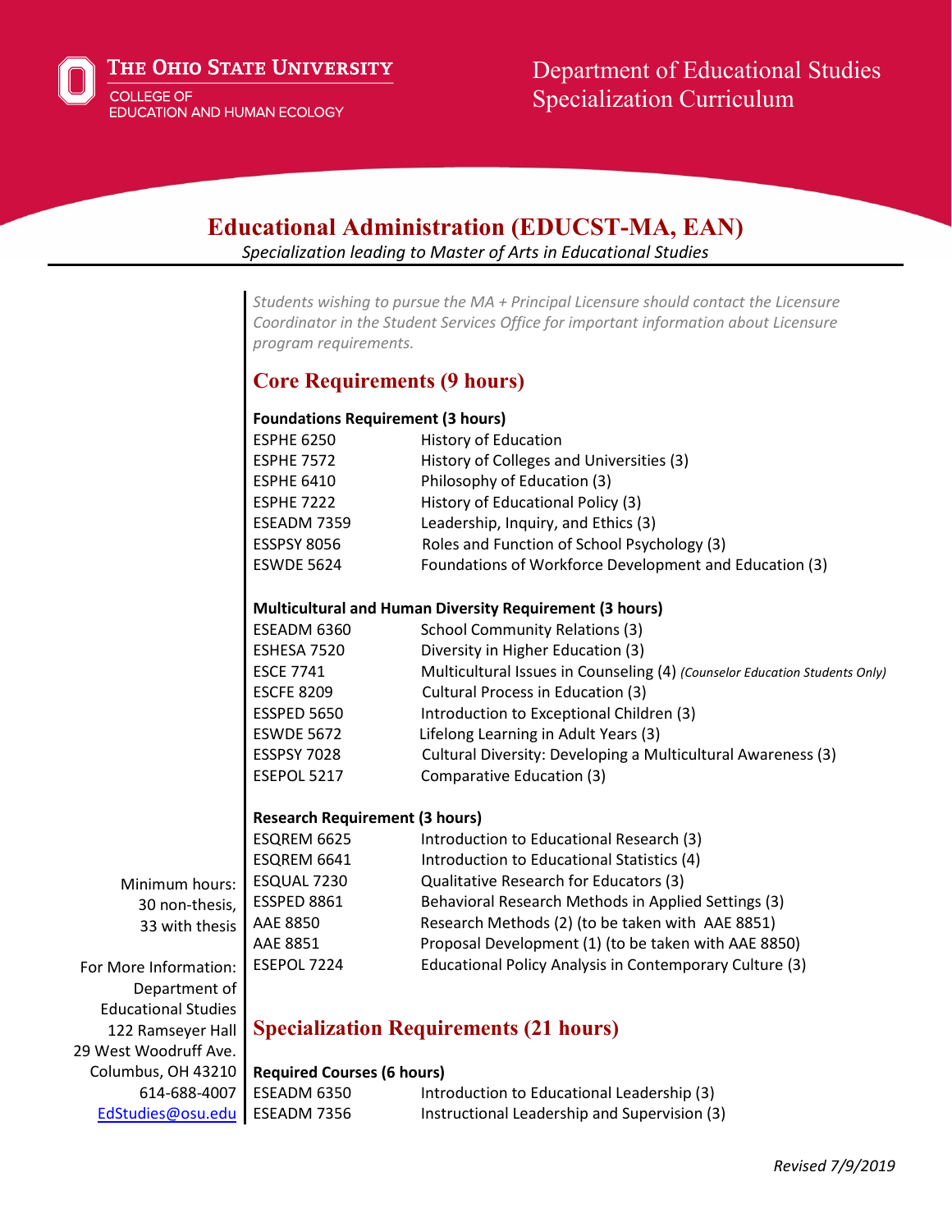The Ohio State University
College of Education and Human Ecology

Department of Educational Studies
Specialization Curriculum

# Educational Administration (EDUCST-MA, EAN)

*Specialization leading to Master of Arts in Educational Studies*

*Students wishing to pursue the MA + Principal Licensure should contact the Licensure Coordinator in the Student Services Office for important information about Licensure program requirements.*

## Core Requirements (9 hours)

**Foundations Requirement (3 hours)**

| | |
|---|---|
| ESPHE 6250 | History of Education |
| ESPHE 7572 | History of Colleges and Universities (3) |
| ESPHE 6410 | Philosophy of Education (3) |
| ESPHE 7222 | History of Educational Policy (3) |
| ESEADM 7359 | Leadership, Inquiry, and Ethics (3) |
| ESSPSY 8056 | Roles and Function of School Psychology (3) |
| ESWDE 5624 | Foundations of Workforce Development and Education (3) |

**Multicultural and Human Diversity Requirement (3 hours)**

| | |
|---|---|
| ESEADM 6360 | School Community Relations (3) |
| ESHESA 7520 | Diversity in Higher Education (3) |
| ESCE 7741 | Multicultural Issues in Counseling (4) *(Counselor Education Students Only)* |
| ESCFE 8209 | Cultural Process in Education (3) |
| ESSPED 5650 | Introduction to Exceptional Children (3) |
| ESWDE 5672 | Lifelong Learning in Adult Years (3) |
| ESSPSY 7028 | Cultural Diversity: Developing a Multicultural Awareness (3) |
| ESEPOL 5217 | Comparative Education (3) |

**Research Requirement (3 hours)**

| | |
|---|---|
| ESQREM 6625 | Introduction to Educational Research (3) |
| ESQREM 6641 | Introduction to Educational Statistics (4) |
| ESQUAL 7230 | Qualitative Research for Educators (3) |
| ESSPED 8861 | Behavioral Research Methods in Applied Settings (3) |
| AAE 8850 | Research Methods (2) (to be taken with AAE 8851) |
| AAE 8851 | Proposal Development (1) (to be taken with AAE 8850) |
| ESEPOL 7224 | Educational Policy Analysis in Contemporary Culture (3) |

## Specialization Requirements (21 hours)

**Required Courses (6 hours)**

| | |
|---|---|
| ESEADM 6350 | Introduction to Educational Leadership (3) |
| ESEADM 7356 | Instructional Leadership and Supervision (3) |

Minimum hours:
30 non-thesis,
33 with thesis

For More Information:
Department of
Educational Studies
122 Ramseyer Hall
29 West Woodruff Ave.
Columbus, OH 43210
614-688-4007
EdStudies@osu.edu

*Revised 7/9/2019*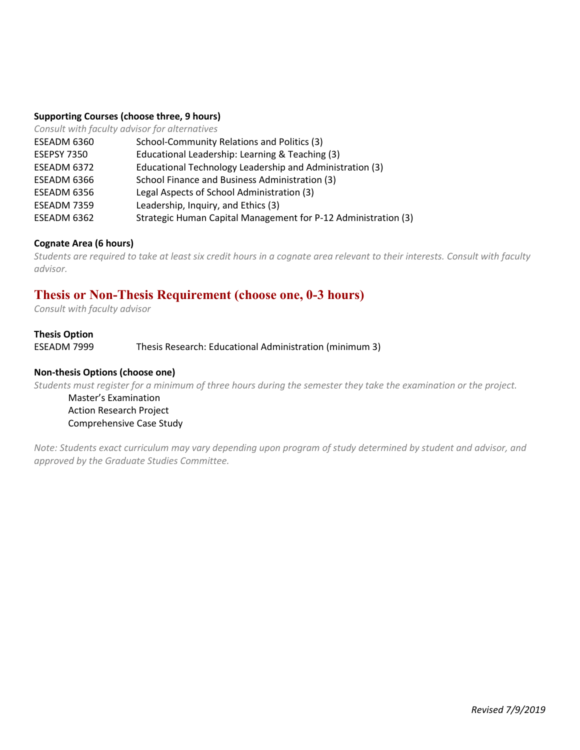**Supporting Courses (choose three, 9 hours)**

*Consult with faculty advisor for alternatives*

| | |
|---|---|
| ESEADM 6360 | School-Community Relations and Politics (3) |
| ESEPSY 7350 | Educational Leadership: Learning & Teaching (3) |
| ESEADM 6372 | Educational Technology Leadership and Administration (3) |
| ESEADM 6366 | School Finance and Business Administration (3) |
| ESEADM 6356 | Legal Aspects of School Administration (3) |
| ESEADM 7359 | Leadership, Inquiry, and Ethics (3) |
| ESEADM 6362 | Strategic Human Capital Management for P-12 Administration (3) |

**Cognate Area (6 hours)**

*Students are required to take at least six credit hours in a cognate area relevant to their interests. Consult with faculty advisor.*

## Thesis or Non-Thesis Requirement (choose one, 0-3 hours)

*Consult with faculty advisor*

**Thesis Option**

| | |
|---|---|
| ESEADM 7999 | Thesis Research: Educational Administration (minimum 3) |

**Non-thesis Options (choose one)**

*Students must register for a minimum of three hours during the semester they take the examination or the project.*

- Master's Examination
- Action Research Project
- Comprehensive Case Study

*Note: Students exact curriculum may vary depending upon program of study determined by student and advisor, and approved by the Graduate Studies Committee.*

*Revised 7/9/2019*